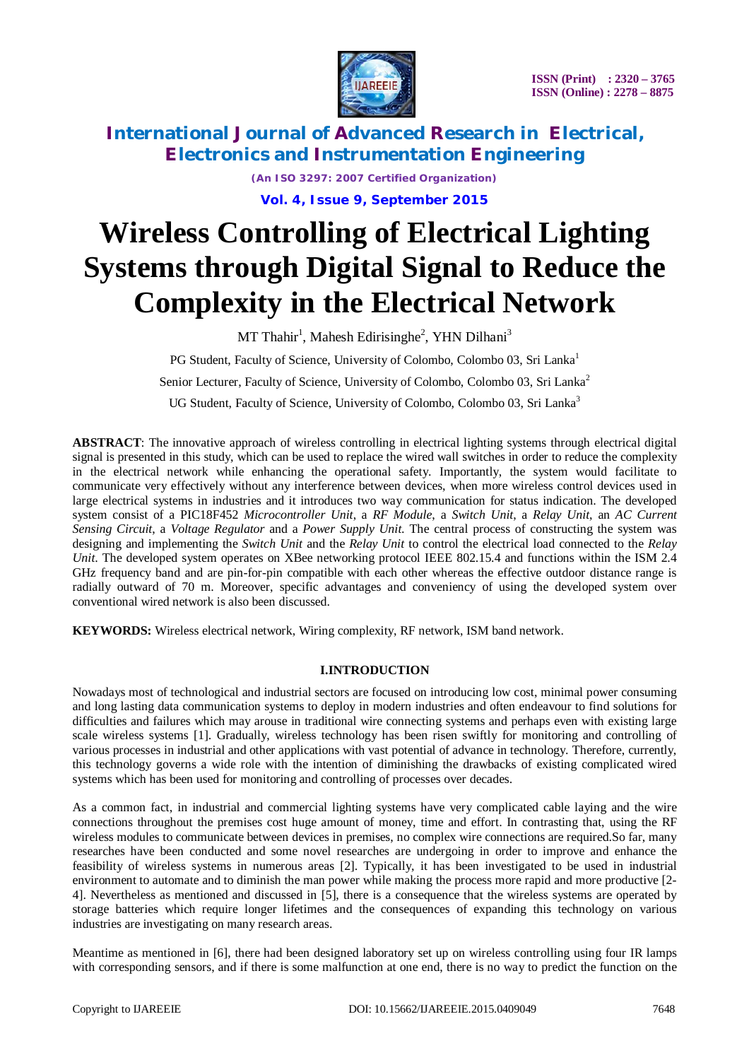# Wireless Controlling of Electrical Lighting Systems through Digital Signal to Reduce the Complexity in the Electrical Network

MT Thahir[1], Mahesh Edirisinghe[2], YHN Dilhani[3]

PG Student, Faculty of Science, University of Colombo, Colombo 03, Sri Lanka[1]

Senior Lecturer, Faculty of Science, University of Colombo, Colombo 03, Sri Lanka[2]

UG Student, Faculty of Science, University of Colombo, Colombo 03, Sri Lanka[3]

**ABSTRACT**: The innovative approach of wireless controlling in electrical lighting systems through electrical digital signal is presented in this study, which can be used to replace the wired wall switches in order to reduce the complexity in the electrical network while enhancing the operational safety. Importantly, the system would facilitate to communicate very effectively without any interference between devices, when more wireless control devices used in large electrical systems in industries and it introduces two way communication for status indication. The developed system consist of a PIC18F452 *Microcontroller Unit*, a *RF Module*, a *Switch Unit*, a *Relay Unit*, an *AC Current Sensing Circuit*, a *Voltage Regulator* and a *Power Supply Unit*. The central process of constructing the system was designing and implementing the *Switch Unit* and the *Relay Unit* to control the electrical load connected to the *Relay Unit*. The developed system operates on XBee networking protocol IEEE 802.15.4 and functions within the ISM 2.4 GHz frequency band and are pin-for-pin compatible with each other whereas the effective outdoor distance range is radially outward of 70 m. Moreover, specific advantages and conveniency of using the developed system over conventional wired network is also been discussed.

**KEYWORDS:** Wireless electrical network, Wiring complexity, RF network, ISM band network.

## I.INTRODUCTION

Nowadays most of technological and industrial sectors are focused on introducing low cost, minimal power consuming and long lasting data communication systems to deploy in modern industries and often endeavour to find solutions for difficulties and failures which may arouse in traditional wire connecting systems and perhaps even with existing large scale wireless systems [1]. Gradually, wireless technology has been risen swiftly for monitoring and controlling of various processes in industrial and other applications with vast potential of advance in technology. Therefore, currently, this technology governs a wide role with the intention of diminishing the drawbacks of existing complicated wired systems which has been used for monitoring and controlling of processes over decades.

As a common fact, in industrial and commercial lighting systems have very complicated cable laying and the wire connections throughout the premises cost huge amount of money, time and effort. In contrasting that, using the RF wireless modules to communicate between devices in premises, no complex wire connections are required.So far, many researches have been conducted and some novel researches are undergoing in order to improve and enhance the feasibility of wireless systems in numerous areas [2]. Typically, it has been investigated to be used in industrial environment to automate and to diminish the man power while making the process more rapid and more productive [2-4]. Nevertheless as mentioned and discussed in [5], there is a consequence that the wireless systems are operated by storage batteries which require longer lifetimes and the consequences of expanding this technology on various industries are investigating on many research areas.

Meantime as mentioned in [6], there had been designed laboratory set up on wireless controlling using four IR lamps with corresponding sensors, and if there is some malfunction at one end, there is no way to predict the function on the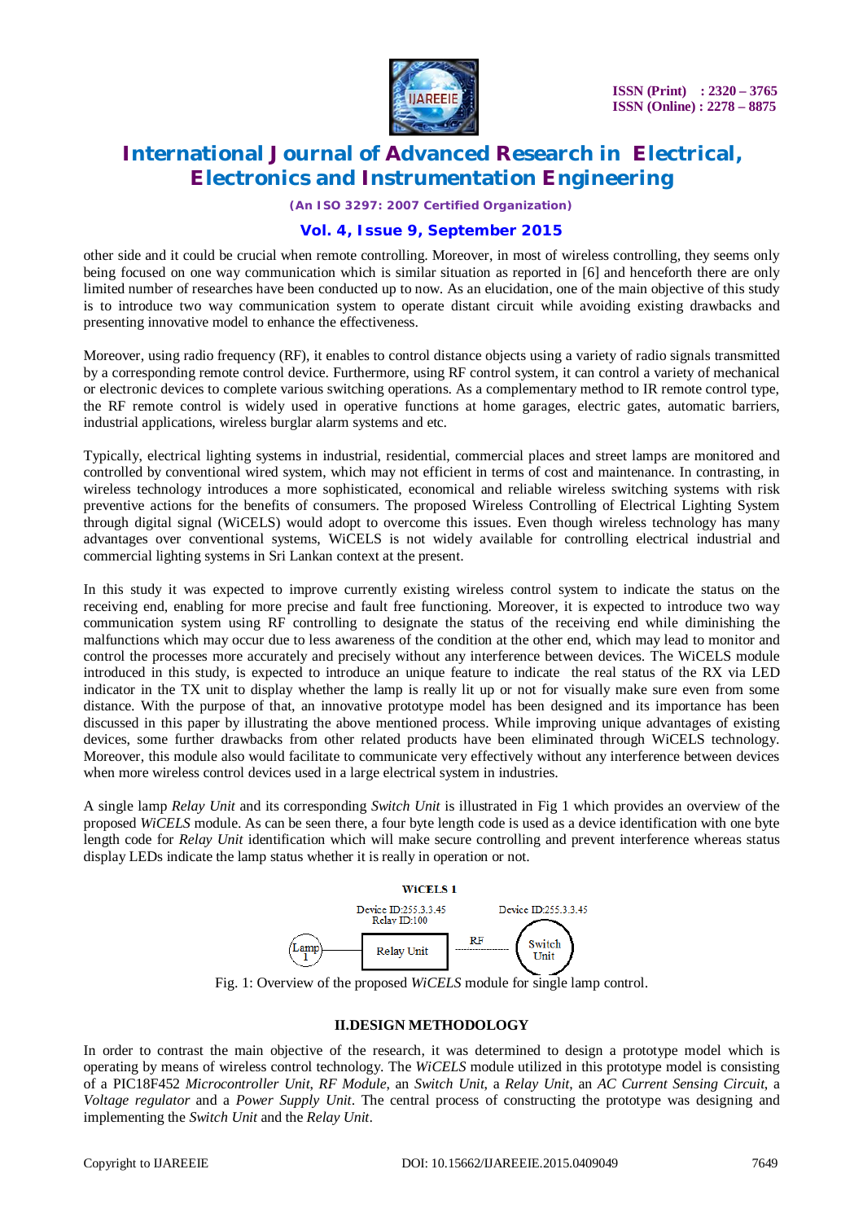other side and it could be crucial when remote controlling. Moreover, in most of wireless controlling, they seems only being focused on one way communication which is similar situation as reported in [6] and henceforth there are only limited number of researches have been conducted up to now. As an elucidation, one of the main objective of this study is to introduce two way communication system to operate distant circuit while avoiding existing drawbacks and presenting innovative model to enhance the effectiveness.

Moreover, using radio frequency (RF), it enables to control distance objects using a variety of radio signals transmitted by a corresponding remote control device. Furthermore, using RF control system, it can control a variety of mechanical or electronic devices to complete various switching operations. As a complementary method to IR remote control type, the RF remote control is widely used in operative functions at home garages, electric gates, automatic barriers, industrial applications, wireless burglar alarm systems and etc.

Typically, electrical lighting systems in industrial, residential, commercial places and street lamps are monitored and controlled by conventional wired system, which may not efficient in terms of cost and maintenance. In contrasting, in wireless technology introduces a more sophisticated, economical and reliable wireless switching systems with risk preventive actions for the benefits of consumers. The proposed Wireless Controlling of Electrical Lighting System through digital signal (WiCELS) would adopt to overcome this issues. Even though wireless technology has many advantages over conventional systems, WiCELS is not widely available for controlling electrical industrial and commercial lighting systems in Sri Lankan context at the present.

In this study it was expected to improve currently existing wireless control system to indicate the status on the receiving end, enabling for more precise and fault free functioning. Moreover, it is expected to introduce two way communication system using RF controlling to designate the status of the receiving end while diminishing the malfunctions which may occur due to less awareness of the condition at the other end, which may lead to monitor and control the processes more accurately and precisely without any interference between devices. The WiCELS module introduced in this study, is expected to introduce an unique feature to indicate the real status of the RX via LED indicator in the TX unit to display whether the lamp is really lit up or not for visually make sure even from some distance. With the purpose of that, an innovative prototype model has been designed and its importance has been discussed in this paper by illustrating the above mentioned process. While improving unique advantages of existing devices, some further drawbacks from other related products have been eliminated through WiCELS technology. Moreover, this module also would facilitate to communicate very effectively without any interference between devices when more wireless control devices used in a large electrical system in industries.

A single lamp *Relay Unit* and its corresponding *Switch Unit* is illustrated in Fig 1 which provides an overview of the proposed *WiCELS* module. As can be seen there, a four byte length code is used as a device identification with one byte length code for *Relay Unit* identification which will make secure controlling and prevent interference whereas status display LEDs indicate the lamp status whether it is really in operation or not.

WiCELS 1

Device ID:255.3.3.45
Relay ID:100

Device ID:255.3.3.45

Lamp 1 — Relay Unit — RF — Switch Unit

Fig. 1: Overview of the proposed *WiCELS* module for single lamp control.

## II.DESIGN METHODOLOGY

In order to contrast the main objective of the research, it was determined to design a prototype model which is operating by means of wireless control technology. The *WiCELS* module utilized in this prototype model is consisting of a PIC18F452 *Microcontroller Unit*, *RF Module*, an *Switch Unit*, a *Relay Unit*, an *AC Current Sensing Circuit*, a *Voltage regulator* and a *Power Supply Unit*. The central process of constructing the prototype was designing and implementing the *Switch Unit* and the *Relay Unit*.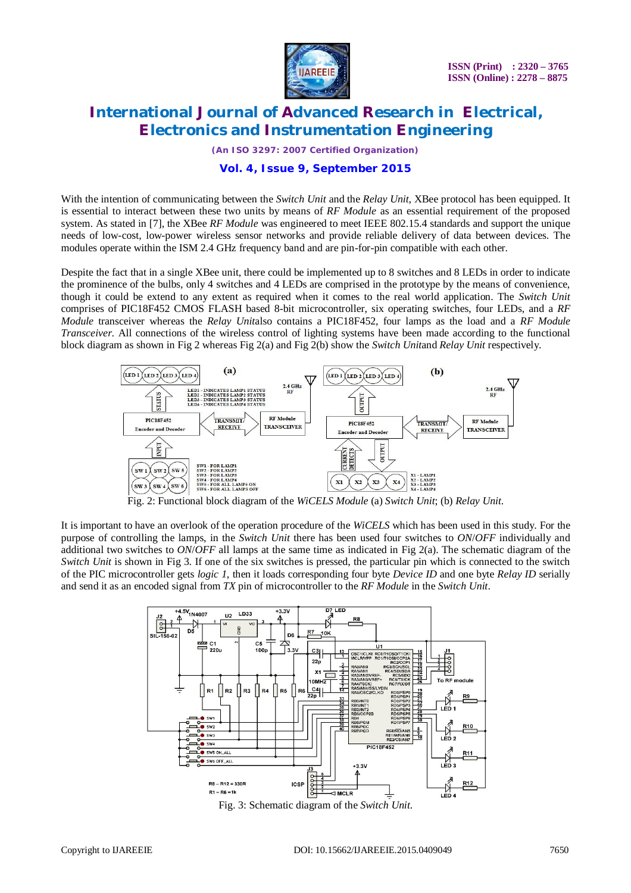With the intention of communicating between the *Switch Unit* and the *Relay Unit,* XBee protocol has been equipped. It is essential to interact between these two units by means of *RF Module* as an essential requirement of the proposed system. As stated in [7], the XBee *RF Module* was engineered to meet IEEE 802.15.4 standards and support the unique needs of low-cost, low-power wireless sensor networks and provide reliable delivery of data between devices. The modules operate within the ISM 2.4 GHz frequency band and are pin-for-pin compatible with each other.

Despite the fact that in a single XBee unit, there could be implemented up to 8 switches and 8 LEDs in order to indicate the prominence of the bulbs, only 4 switches and 4 LEDs are comprised in the prototype by the means of convenience, though it could be extend to any extent as required when it comes to the real world application. The *Switch Unit* comprises of PIC18F452 CMOS FLASH based 8-bit microcontroller, six operating switches, four LEDs, and a *RF Module* transceiver whereas the *Relay Unit*also contains a PIC18F452, four lamps as the load and a *RF Module Transceiver.* All connections of the wireless control of lighting systems have been made according to the functional block diagram as shown in Fig 2 whereas Fig 2(a) and Fig 2(b) show the *Switch Unit*and *Relay Unit* respectively.

Fig. 2: Functional block diagram of the *WiCELS Module* (a) *Switch Unit*; (b) *Relay Unit.*

It is important to have an overlook of the operation procedure of the *WiCELS* which has been used in this study. For the purpose of controlling the lamps, in the *Switch Unit* there has been used four switches to *ON*/*OFF* individually and additional two switches to *ON*/*OFF* all lamps at the same time as indicated in Fig 2(a). The schematic diagram of the *Switch Unit* is shown in Fig 3. If one of the six switches is pressed, the particular pin which is connected to the switch of the PIC microcontroller gets *logic 1*, then it loads corresponding four byte *Device ID* and one byte *Relay ID* serially and send it as an encoded signal from *TX* pin of microcontroller to the *RF Module* in the *Switch Unit*.

Fig. 3: Schematic diagram of the *Switch Unit.*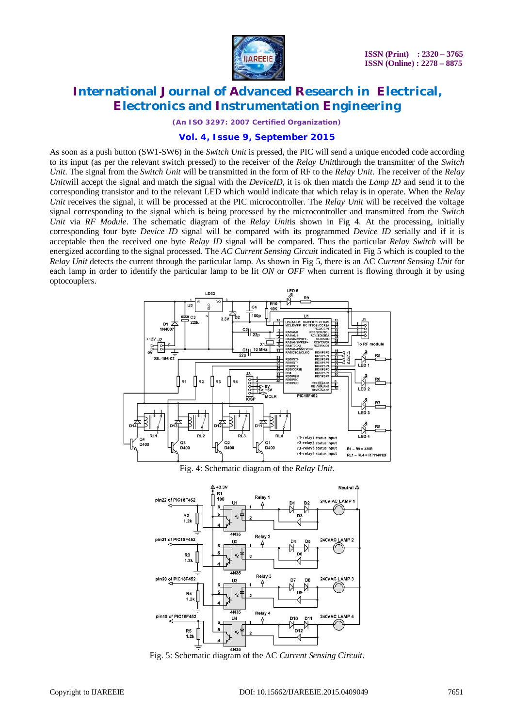As soon as a push button (SW1-SW6) in the *Switch Unit* is pressed, the PIC will send a unique encoded code according to its input (as per the relevant switch pressed) to the receiver of the *Relay Unit*through the transmitter of the *Switch Unit*. The signal from the *Switch Unit* will be transmitted in the form of RF to the *Relay Unit*. The receiver of the *Relay Unit*will accept the signal and match the signal with the *DeviceID*, it is ok then match the *Lamp ID* and send it to the corresponding transistor and to the relevant LED which would indicate that which relay is in operate. When the *Relay Unit* receives the signal, it will be processed at the PIC microcontroller. The *Relay Unit* will be received the voltage signal corresponding to the signal which is being processed by the microcontroller and transmitted from the *Switch Unit* via *RF Module*. The schematic diagram of the *Relay Unit*is shown in Fig 4. At the processing, initially corresponding four byte *Device ID* signal will be compared with its programmed *Device ID* serially and if it is acceptable then the received one byte *Relay ID* signal will be compared. Thus the particular *Relay Switch* will be energized according to the signal processed. The *AC Current Sensing Circuit* indicated in Fig 5 which is coupled to the *Relay Unit* detects the current through the particular lamp. As shown in Fig 5, there is an AC *Current Sensing Unit* for each lamp in order to identify the particular lamp to be lit *ON* or *OFF* when current is flowing through it by using optocouplers.

Fig. 4: Schematic diagram of the *Relay Unit*.

Fig. 5: Schematic diagram of the AC *Current Sensing Circuit*.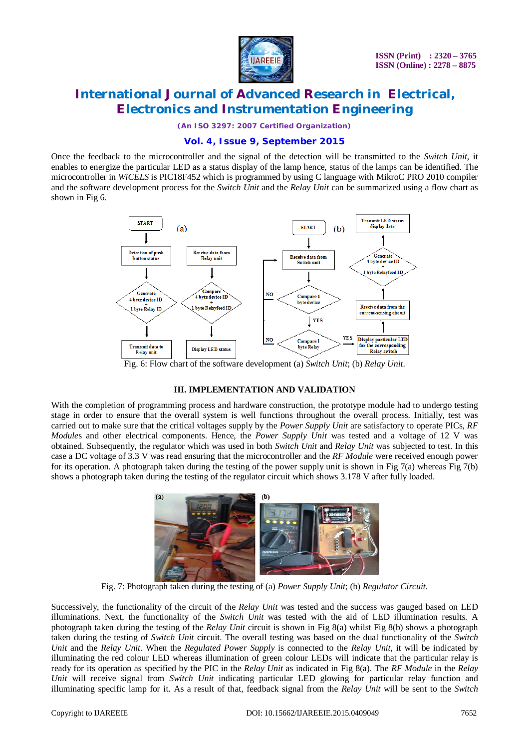Once the feedback to the microcontroller and the signal of the detection will be transmitted to the *Switch Unit*, it enables to energize the particular LED as a status display of the lamp hence, status of the lamps can be identified. The microcontroller in *WiCELS* is PIC18F452 which is programmed by using C language with MikroC PRO 2010 compiler and the software development process for the *Switch Unit* and the *Relay Unit* can be summarized using a flow chart as shown in Fig 6.

Fig. 6: Flow chart of the software development (a) *Switch Unit*; (b) *Relay Unit*.

### III. IMPLEMENTATION AND VALIDATION

With the completion of programming process and hardware construction, the prototype module had to undergo testing stage in order to ensure that the overall system is well functions throughout the overall process. Initially, test was carried out to make sure that the critical voltages supply by the *Power Supply Unit* are satisfactory to operate PICs, *RF Module*s and other electrical components. Hence, the *Power Supply Unit* was tested and a voltage of 12 V was obtained. Subsequently, the regulator which was used in both *Switch Unit* and *Relay Unit* was subjected to test. In this case a DC voltage of 3.3 V was read ensuring that the microcontroller and the *RF Module* were received enough power for its operation. A photograph taken during the testing of the power supply unit is shown in Fig 7(a) whereas Fig 7(b) shows a photograph taken during the testing of the regulator circuit which shows 3.178 V after fully loaded.

Fig. 7: Photograph taken during the testing of (a) *Power Supply Unit*; (b) *Regulator Circuit*.

Successively, the functionality of the circuit of the *Relay Unit* was tested and the success was gauged based on LED illuminations. Next, the functionality of the *Switch Unit* was tested with the aid of LED illumination results. A photograph taken during the testing of the *Relay Unit* circuit is shown in Fig 8(a) whilst Fig 8(b) shows a photograph taken during the testing of *Switch Unit* circuit. The overall testing was based on the dual functionality of the *Switch Unit* and the *Relay Unit*. When the *Regulated Power Supply* is connected to the *Relay Unit*, it will be indicated by illuminating the red colour LED whereas illumination of green colour LEDs will indicate that the particular relay is ready for its operation as specified by the PIC in the *Relay Unit* as indicated in Fig 8(a). The *RF Module* in the *Relay Unit* will receive signal from *Switch Unit* indicating particular LED glowing for particular relay function and illuminating specific lamp for it. As a result of that, feedback signal from the *Relay Unit* will be sent to the *Switch*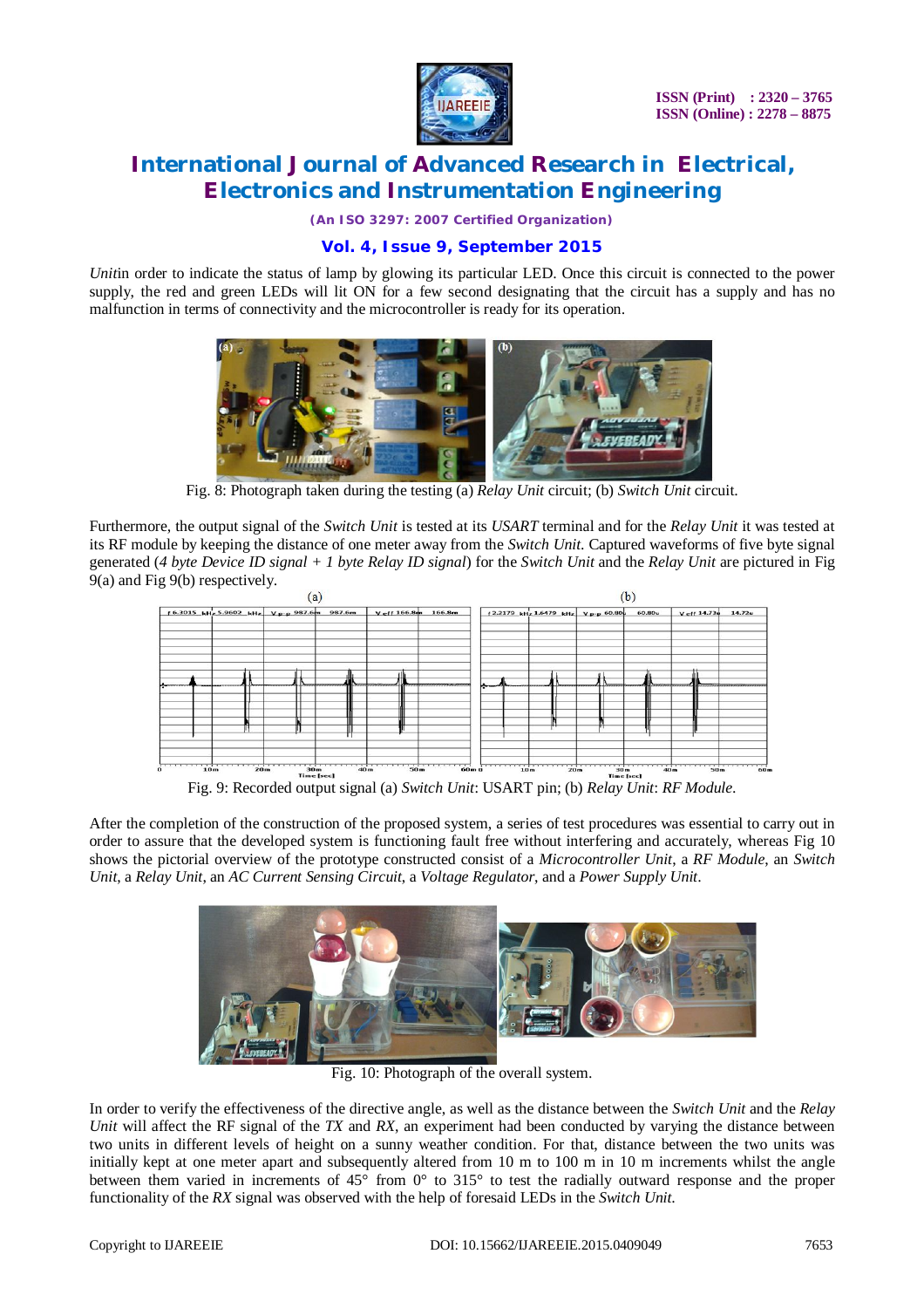*Unit* in order to indicate the status of lamp by glowing its particular LED. Once this circuit is connected to the power supply, the red and green LEDs will lit ON for a few second designating that the circuit has a supply and has no malfunction in terms of connectivity and the microcontroller is ready for its operation.

Fig. 8: Photograph taken during the testing (a) *Relay Unit* circuit; (b) *Switch Unit* circuit.

Furthermore, the output signal of the *Switch Unit* is tested at its *USART* terminal and for the *Relay Unit* it was tested at its RF module by keeping the distance of one meter away from the *Switch Unit*. Captured waveforms of five byte signal generated (*4 byte Device ID signal + 1 byte Relay ID signal*) for the *Switch Unit* and the *Relay Unit* are pictured in Fig 9(a) and Fig 9(b) respectively.

Fig. 9: Recorded output signal (a) *Switch Unit*: USART pin; (b) *Relay Unit*: *RF Module*.

After the completion of the construction of the proposed system, a series of test procedures was essential to carry out in order to assure that the developed system is functioning fault free without interfering and accurately, whereas Fig 10 shows the pictorial overview of the prototype constructed consist of a *Microcontroller Unit*, a *RF Module*, an *Switch Unit*, a *Relay Unit*, an *AC Current Sensing Circuit*, a *Voltage Regulator*, and a *Power Supply Unit*.

Fig. 10: Photograph of the overall system.

In order to verify the effectiveness of the directive angle, as well as the distance between the *Switch Unit* and the *Relay Unit* will affect the RF signal of the *TX* and *RX*, an experiment had been conducted by varying the distance between two units in different levels of height on a sunny weather condition. For that, distance between the two units was initially kept at one meter apart and subsequently altered from 10 m to 100 m in 10 m increments whilst the angle between them varied in increments of 45° from 0° to 315° to test the radially outward response and the proper functionality of the *RX* signal was observed with the help of foresaid LEDs in the *Switch Unit*.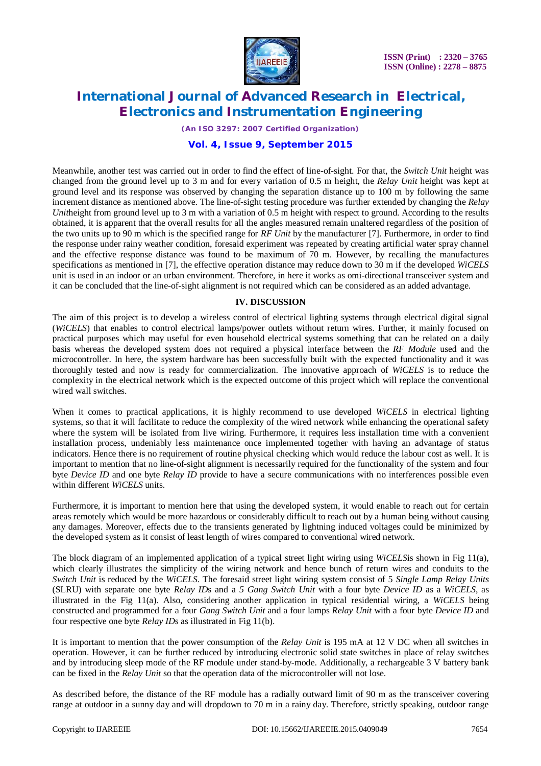Meanwhile, another test was carried out in order to find the effect of line-of-sight. For that, the *Switch Unit* height was changed from the ground level up to 3 m and for every variation of 0.5 m height, the *Relay Unit* height was kept at ground level and its response was observed by changing the separation distance up to 100 m by following the same increment distance as mentioned above. The line-of-sight testing procedure was further extended by changing the *Relay Unit*height from ground level up to 3 m with a variation of 0.5 m height with respect to ground. According to the results obtained, it is apparent that the overall results for all the angles measured remain unaltered regardless of the position of the two units up to 90 m which is the specified range for *RF Unit* by the manufacturer [7]. Furthermore, in order to find the response under rainy weather condition, foresaid experiment was repeated by creating artificial water spray channel and the effective response distance was found to be maximum of 70 m. However, by recalling the manufactures specifications as mentioned in [7], the effective operation distance may reduce down to 30 m if the developed *WiCELS* unit is used in an indoor or an urban environment. Therefore, in here it works as omi-directional transceiver system and it can be concluded that the line-of-sight alignment is not required which can be considered as an added advantage.

## IV. DISCUSSION

The aim of this project is to develop a wireless control of electrical lighting systems through electrical digital signal (*WiCELS*) that enables to control electrical lamps/power outlets without return wires. Further, it mainly focused on practical purposes which may useful for even household electrical systems something that can be related on a daily basis whereas the developed system does not required a physical interface between the *RF Module* used and the microcontroller. In here, the system hardware has been successfully built with the expected functionality and it was thoroughly tested and now is ready for commercialization. The innovative approach of *WiCELS* is to reduce the complexity in the electrical network which is the expected outcome of this project which will replace the conventional wired wall switches.

When it comes to practical applications, it is highly recommend to use developed *WiCELS* in electrical lighting systems, so that it will facilitate to reduce the complexity of the wired network while enhancing the operational safety where the system will be isolated from live wiring. Furthermore, it requires less installation time with a convenient installation process, undeniably less maintenance once implemented together with having an advantage of status indicators. Hence there is no requirement of routine physical checking which would reduce the labour cost as well. It is important to mention that no line-of-sight alignment is necessarily required for the functionality of the system and four byte *Device ID* and one byte *Relay ID* provide to have a secure communications with no interferences possible even within different *WiCELS* units.

Furthermore, it is important to mention here that using the developed system, it would enable to reach out for certain areas remotely which would be more hazardous or considerably difficult to reach out by a human being without causing any damages. Moreover, effects due to the transients generated by lightning induced voltages could be minimized by the developed system as it consist of least length of wires compared to conventional wired network.

The block diagram of an implemented application of a typical street light wiring using *WiCELS*is shown in Fig 11(a), which clearly illustrates the simplicity of the wiring network and hence bunch of return wires and conduits to the *Switch Unit* is reduced by the *WiCELS*. The foresaid street light wiring system consist of 5 *Single Lamp Relay Units* (SLRU) with separate one byte *Relay ID*s and a *5 Gang Switch Unit* with a four byte *Device ID* as a *WiCELS*, as illustrated in the Fig 11(a). Also, considering another application in typical residential wiring, a *WiCELS* being constructed and programmed for a four *Gang Switch Unit* and a four lamps *Relay Unit* with a four byte *Device ID* and four respective one byte *Relay ID*s as illustrated in Fig 11(b).

It is important to mention that the power consumption of the *Relay Unit* is 195 mA at 12 V DC when all switches in operation. However, it can be further reduced by introducing electronic solid state switches in place of relay switches and by introducing sleep mode of the RF module under stand-by-mode. Additionally, a rechargeable 3 V battery bank can be fixed in the *Relay Unit* so that the operation data of the microcontroller will not lose.

As described before, the distance of the RF module has a radially outward limit of 90 m as the transceiver covering range at outdoor in a sunny day and will dropdown to 70 m in a rainy day. Therefore, strictly speaking, outdoor range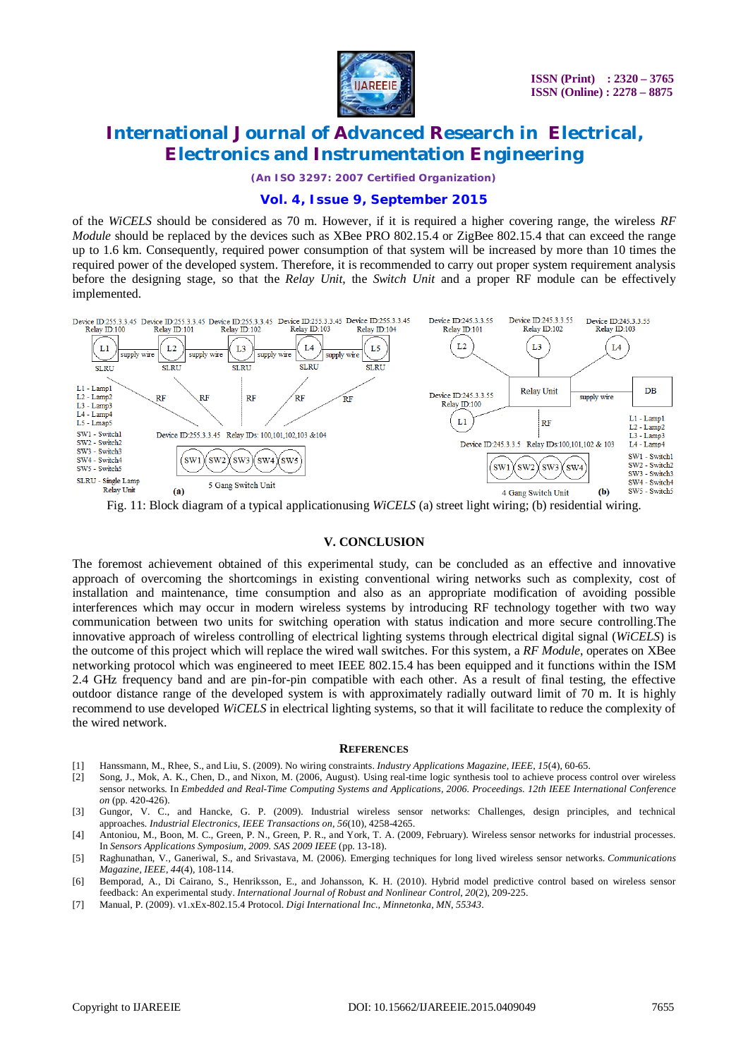of the *WiCELS* should be considered as 70 m. However, if it is required a higher covering range, the wireless *RF Module* should be replaced by the devices such as XBee PRO 802.15.4 or ZigBee 802.15.4 that can exceed the range up to 1.6 km. Consequently, required power consumption of that system will be increased by more than 10 times the required power of the developed system. Therefore, it is recommended to carry out proper system requirement analysis before the designing stage, so that the *Relay Unit*, the *Switch Unit* and a proper RF module can be effectively implemented.

Device ID:255.3.3.45 Relay ID:100
Device ID:255.3.3.45 Relay ID:101
Device ID:255.3.3.45 Relay ID:102
Device ID:255.3.3.45 Relay ID:103
Device ID:255.3.3.45 Relay ID:104
L1 L2 L3 L4 L5
supply wire
SLRU
L1 - Lamp1
L2 - Lamp2
L3 - Lamp3
L4 - Lamp4
L5 - Lmap5
SW1 - Switch1
SW2 - Switch2
SW3 - Switch3
SW4 - Switch4
SW5 - Switch5
SLRU - Single Lamp Relay Unit
RF
Device ID:255.3.3.45 Relay IDs: 100,101,102,103 &104
SW1 SW2 SW3 SW4 SW5
5 Gang Switch Unit
(a)

Device ID:245.3.3.55 Relay ID:101
Device ID:245.3.3.55 Relay ID:102
Device ID:245.3.3.55 Relay ID:103
L2 L3 L4
Device ID:245.3.3.55 Relay ID:100
L1
Relay Unit
supply wire
DB
RF
L1 - Lamp1
L2 - Lamp2
L3 - Lamp3
L4 - Lamp4
SW1 - Switch1
SW2 - Switch2
SW3 - Switch3
SW4 - Switch4
SW5 - Switch5
Device ID:245.3.3.5 Relay IDs:100,101,102 & 103
SW1 SW2 SW3 SW4
4 Gang Switch Unit
(b)

Fig. 11: Block diagram of a typical applicationusing *WiCELS* (a) street light wiring; (b) residential wiring.

## V. CONCLUSION

The foremost achievement obtained of this experimental study, can be concluded as an effective and innovative approach of overcoming the shortcomings in existing conventional wiring networks such as complexity, cost of installation and maintenance, time consumption and also as an appropriate modification of avoiding possible interferences which may occur in modern wireless systems by introducing RF technology together with two way communication between two units for switching operation with status indication and more secure controlling.The innovative approach of wireless controlling of electrical lighting systems through electrical digital signal (*WiCELS*) is the outcome of this project which will replace the wired wall switches. For this system, a *RF Module*, operates on XBee networking protocol which was engineered to meet IEEE 802.15.4 has been equipped and it functions within the ISM 2.4 GHz frequency band and are pin-for-pin compatible with each other. As a result of final testing, the effective outdoor distance range of the developed system is with approximately radially outward limit of 70 m. It is highly recommend to use developed *WiCELS* in electrical lighting systems, so that it will facilitate to reduce the complexity of the wired network.

## REFERENCES

[1] Hanssmann, M., Rhee, S., and Liu, S. (2009). No wiring constraints. *Industry Applications Magazine, IEEE*, *15*(4), 60-65.

[2] Song, J., Mok, A. K., Chen, D., and Nixon, M. (2006, August). Using real-time logic synthesis tool to achieve process control over wireless sensor networks. In *Embedded and Real-Time Computing Systems and Applications, 2006. Proceedings. 12th IEEE International Conference on* (pp. 420-426).

[3] Gungor, V. C., and Hancke, G. P. (2009). Industrial wireless sensor networks: Challenges, design principles, and technical approaches. *Industrial Electronics, IEEE Transactions on*, *56*(10), 4258-4265.

[4] Antoniou, M., Boon, M. C., Green, P. N., Green, P. R., and York, T. A. (2009, February). Wireless sensor networks for industrial processes. In *Sensors Applications Symposium, 2009. SAS 2009 IEEE* (pp. 13-18).

[5] Raghunathan, V., Ganeriwal, S., and Srivastava, M. (2006). Emerging techniques for long lived wireless sensor networks. *Communications Magazine, IEEE*, *44*(4), 108-114.

[6] Bemporad, A., Di Cairano, S., Henriksson, E., and Johansson, K. H. (2010). Hybrid model predictive control based on wireless sensor feedback: An experimental study. *International Journal of Robust and Nonlinear Control*, *20*(2), 209-225.

[7] Manual, P. (2009). v1.xEx-802.15.4 Protocol. *Digi International Inc., Minnetonka, MN, 55343*.